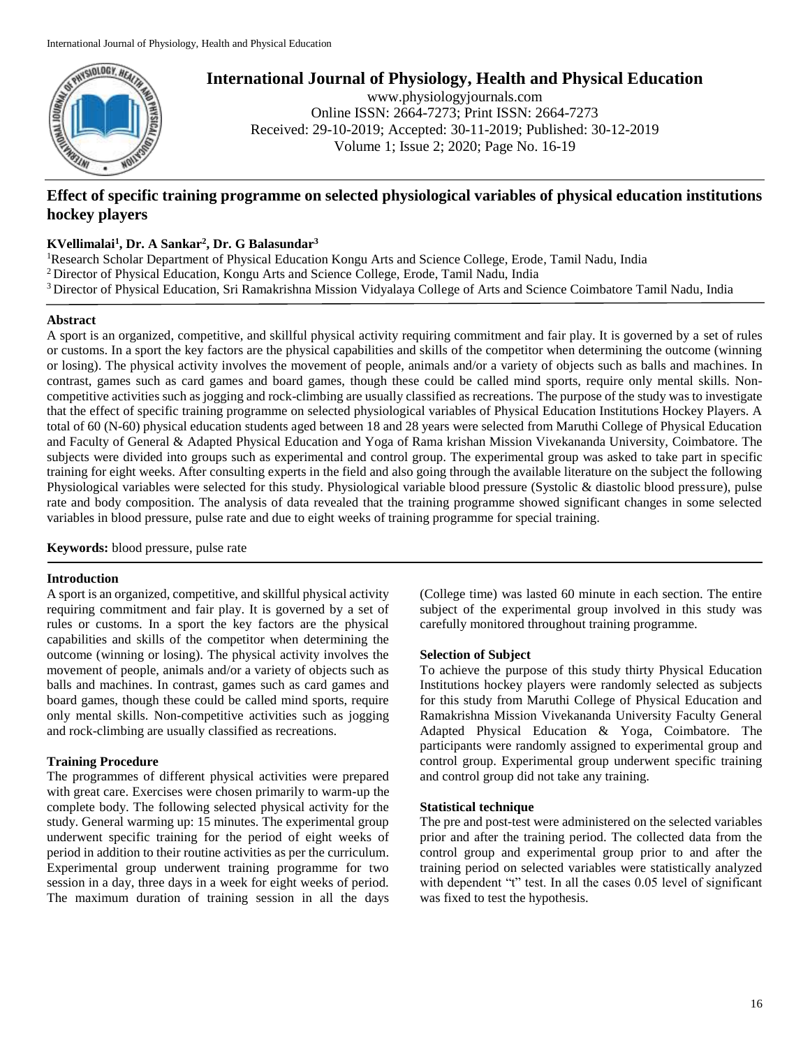# International Journal of Physiology, Health and Physical Education

www.physiologyjournals.com
Online ISSN: 2664-7273; Print ISSN: 2664-7273
Received: 29-10-2019; Accepted: 30-11-2019; Published: 30-12-2019
Volume 1; Issue 2; 2020; Page No. 16-19

## Effect of specific training programme on selected physiological variables of physical education institutions hockey players

**KVellimalai[1], Dr. A Sankar[2], Dr. G Balasundar[3]**

[1] Research Scholar Department of Physical Education Kongu Arts and Science College, Erode, Tamil Nadu, India
[2] Director of Physical Education, Kongu Arts and Science College, Erode, Tamil Nadu, India
[3] Director of Physical Education, Sri Ramakrishna Mission Vidyalaya College of Arts and Science Coimbatore Tamil Nadu, India

### Abstract

A sport is an organized, competitive, and skillful physical activity requiring commitment and fair play. It is governed by a set of rules or customs. In a sport the key factors are the physical capabilities and skills of the competitor when determining the outcome (winning or losing). The physical activity involves the movement of people, animals and/or a variety of objects such as balls and machines. In contrast, games such as card games and board games, though these could be called mind sports, require only mental skills. Non-competitive activities such as jogging and rock-climbing are usually classified as recreations. The purpose of the study was to investigate that the effect of specific training programme on selected physiological variables of Physical Education Institutions Hockey Players. A total of 60 (N-60) physical education students aged between 18 and 28 years were selected from Maruthi College of Physical Education and Faculty of General & Adapted Physical Education and Yoga of Rama krishan Mission Vivekananda University, Coimbatore. The subjects were divided into groups such as experimental and control group. The experimental group was asked to take part in specific training for eight weeks. After consulting experts in the field and also going through the available literature on the subject the following Physiological variables were selected for this study. Physiological variable blood pressure (Systolic & diastolic blood pressure), pulse rate and body composition. The analysis of data revealed that the training programme showed significant changes in some selected variables in blood pressure, pulse rate and due to eight weeks of training programme for special training.

**Keywords:** blood pressure, pulse rate

### Introduction

A sport is an organized, competitive, and skillful physical activity requiring commitment and fair play. It is governed by a set of rules or customs. In a sport the key factors are the physical capabilities and skills of the competitor when determining the outcome (winning or losing). The physical activity involves the movement of people, animals and/or a variety of objects such as balls and machines. In contrast, games such as card games and board games, though these could be called mind sports, require only mental skills. Non-competitive activities such as jogging and rock-climbing are usually classified as recreations.

### Training Procedure

The programmes of different physical activities were prepared with great care. Exercises were chosen primarily to warm-up the complete body. The following selected physical activity for the study. General warming up: 15 minutes. The experimental group underwent specific training for the period of eight weeks of period in addition to their routine activities as per the curriculum. Experimental group underwent training programme for two session in a day, three days in a week for eight weeks of period. The maximum duration of training session in all the days (College time) was lasted 60 minute in each section. The entire subject of the experimental group involved in this study was carefully monitored throughout training programme.

### Selection of Subject

To achieve the purpose of this study thirty Physical Education Institutions hockey players were randomly selected as subjects for this study from Maruthi College of Physical Education and Ramakrishna Mission Vivekananda University Faculty General Adapted Physical Education & Yoga, Coimbatore. The participants were randomly assigned to experimental group and control group. Experimental group underwent specific training and control group did not take any training.

### Statistical technique

The pre and post-test were administered on the selected variables prior and after the training period. The collected data from the control group and experimental group prior to and after the training period on selected variables were statistically analyzed with dependent "t" test. In all the cases 0.05 level of significant was fixed to test the hypothesis.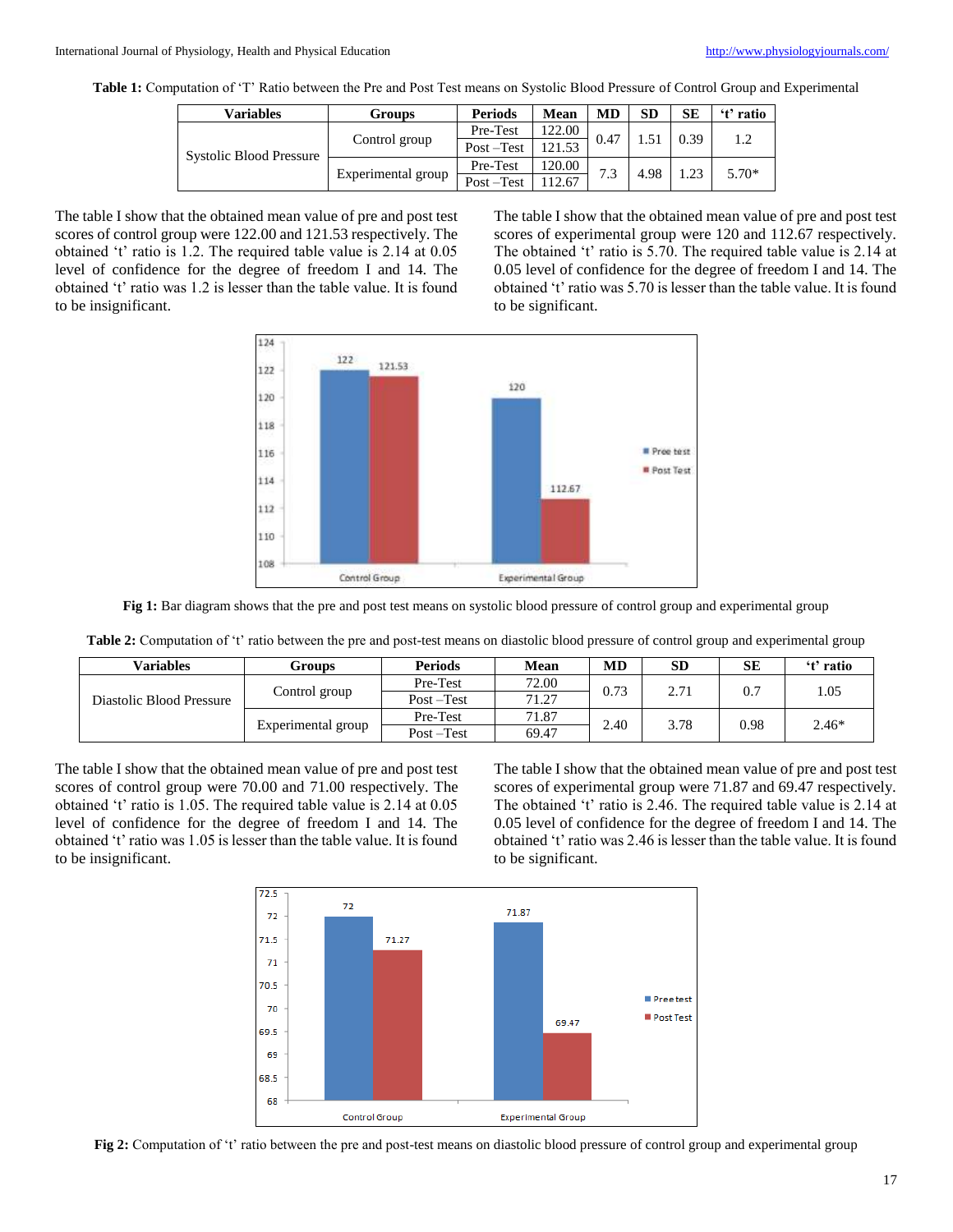**Table 1:** Computation of 'T' Ratio between the Pre and Post Test means on Systolic Blood Pressure of Control Group and Experimental

| Variables | Groups | Periods | Mean | MD | SD | SE | 't' ratio |
|---|---|---|---|---|---|---|---|
| Systolic Blood Pressure | Control group | Pre-Test | 122.00 | 0.47 | 1.51 | 0.39 | 1.2 |
| | | Post –Test | 121.53 | | | | |
| | Experimental group | Pre-Test | 120.00 | 7.3 | 4.98 | 1.23 | 5.70* |
| | | Post –Test | 112.67 | | | | |

The table I show that the obtained mean value of pre and post test scores of control group were 122.00 and 121.53 respectively. The obtained 't' ratio is 1.2. The required table value is 2.14 at 0.05 level of confidence for the degree of freedom I and 14. The obtained 't' ratio was 1.2 is lesser than the table value. It is found to be insignificant.

The table I show that the obtained mean value of pre and post test scores of experimental group were 120 and 112.67 respectively. The obtained 't' ratio is 5.70. The required table value is 2.14 at 0.05 level of confidence for the degree of freedom I and 14. The obtained 't' ratio was 5.70 is lesser than the table value. It is found to be significant.

**Fig 1:** Bar diagram shows that the pre and post test means on systolic blood pressure of control group and experimental group

**Table 2:** Computation of 't' ratio between the pre and post-test means on diastolic blood pressure of control group and experimental group

| Variables | Groups | Periods | Mean | MD | SD | SE | 't' ratio |
|---|---|---|---|---|---|---|---|
| Diastolic Blood Pressure | Control group | Pre-Test | 72.00 | 0.73 | 2.71 | 0.7 | 1.05 |
| | | Post –Test | 71.27 | | | | |
| | Experimental group | Pre-Test | 71.87 | 2.40 | 3.78 | 0.98 | 2.46* |
| | | Post –Test | 69.47 | | | | |

The table I show that the obtained mean value of pre and post test scores of control group were 70.00 and 71.00 respectively. The obtained 't' ratio is 1.05. The required table value is 2.14 at 0.05 level of confidence for the degree of freedom I and 14. The obtained 't' ratio was 1.05 is lesser than the table value. It is found to be insignificant.

The table I show that the obtained mean value of pre and post test scores of experimental group were 71.87 and 69.47 respectively. The obtained 't' ratio is 2.46. The required table value is 2.14 at 0.05 level of confidence for the degree of freedom I and 14. The obtained 't' ratio was 2.46 is lesser than the table value. It is found to be significant.

**Fig 2:** Computation of 't' ratio between the pre and post-test means on diastolic blood pressure of control group and experimental group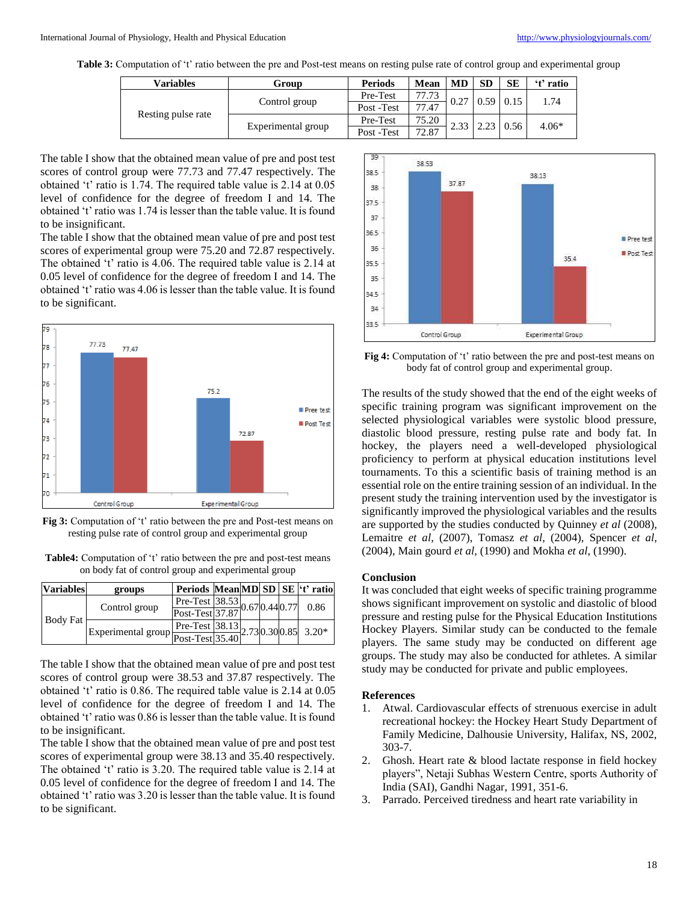**Table 3:** Computation of 't' ratio between the pre and Post-test means on resting pulse rate of control group and experimental group

| Variables | Group | Periods | Mean | MD | SD | SE | 't' ratio |
|---|---|---|---|---|---|---|---|
| Resting pulse rate | Control group | Pre-Test | 77.73 | 0.27 | 0.59 | 0.15 | 1.74 |
| | | Post -Test | 77.47 | | | | |
| | Experimental group | Pre-Test | 75.20 | 2.33 | 2.23 | 0.56 | 4.06* |
| | | Post -Test | 72.87 | | | | |

The table I show that the obtained mean value of pre and post test scores of control group were 77.73 and 77.47 respectively. The obtained 't' ratio is 1.74. The required table value is 2.14 at 0.05 level of confidence for the degree of freedom I and 14. The obtained 't' ratio was 1.74 is lesser than the table value. It is found to be insignificant.

The table I show that the obtained mean value of pre and post test scores of experimental group were 75.20 and 72.87 respectively. The obtained 't' ratio is 4.06. The required table value is 2.14 at 0.05 level of confidence for the degree of freedom I and 14. The obtained 't' ratio was 4.06 is lesser than the table value. It is found to be significant.

**Fig 3:** Computation of 't' ratio between the pre and Post-test means on resting pulse rate of control group and experimental group

**Table4:** Computation of 't' ratio between the pre and post-test means on body fat of control group and experimental group

| Variables | groups | Periods | Mean | MD | SD | SE | 't' ratio |
|---|---|---|---|---|---|---|---|
| Body Fat | Control group | Pre-Test | 38.53 | 0.67 | 0.44 | 0.77 | 0.86 |
| | | Post-Test | 37.87 | | | | |
| | Experimental group | Pre-Test | 38.13 | 2.73 | 0.30 | 0.85 | 3.20* |
| | | Post-Test | 35.40 | | | | |

The table I show that the obtained mean value of pre and post test scores of control group were 38.53 and 37.87 respectively. The obtained 't' ratio is 0.86. The required table value is 2.14 at 0.05 level of confidence for the degree of freedom I and 14. The obtained 't' ratio was 0.86 is lesser than the table value. It is found to be insignificant.

The table I show that the obtained mean value of pre and post test scores of experimental group were 38.13 and 35.40 respectively. The obtained 't' ratio is 3.20. The required table value is 2.14 at 0.05 level of confidence for the degree of freedom I and 14. The obtained 't' ratio was 3.20 is lesser than the table value. It is found to be significant.

**Fig 4:** Computation of 't' ratio between the pre and post-test means on body fat of control group and experimental group.

The results of the study showed that the end of the eight weeks of specific training program was significant improvement on the selected physiological variables were systolic blood pressure, diastolic blood pressure, resting pulse rate and body fat. In hockey, the players need a well-developed physiological proficiency to perform at physical education institutions level tournaments. To this a scientific basis of training method is an essential role on the entire training session of an individual. In the present study the training intervention used by the investigator is significantly improved the physiological variables and the results are supported by the studies conducted by Quinney *et al* (2008), Lemaitre *et al*, (2007), Tomasz *et al*, (2004), Spencer *et al*, (2004), Main gourd *et al*, (1990) and Mokha *et al*, (1990).

## Conclusion

It was concluded that eight weeks of specific training programme shows significant improvement on systolic and diastolic of blood pressure and resting pulse for the Physical Education Institutions Hockey Players. Similar study can be conducted to the female players. The same study may be conducted on different age groups. The study may also be conducted for athletes. A similar study may be conducted for private and public employees.

## References

1. Atwal. Cardiovascular effects of strenuous exercise in adult recreational hockey: the Hockey Heart Study Department of Family Medicine, Dalhousie University, Halifax, NS, 2002, 303-7.
2. Ghosh. Heart rate & blood lactate response in field hockey players", Netaji Subhas Western Centre, sports Authority of India (SAI), Gandhi Nagar, 1991, 351-6.
3. Parrado. Perceived tiredness and heart rate variability in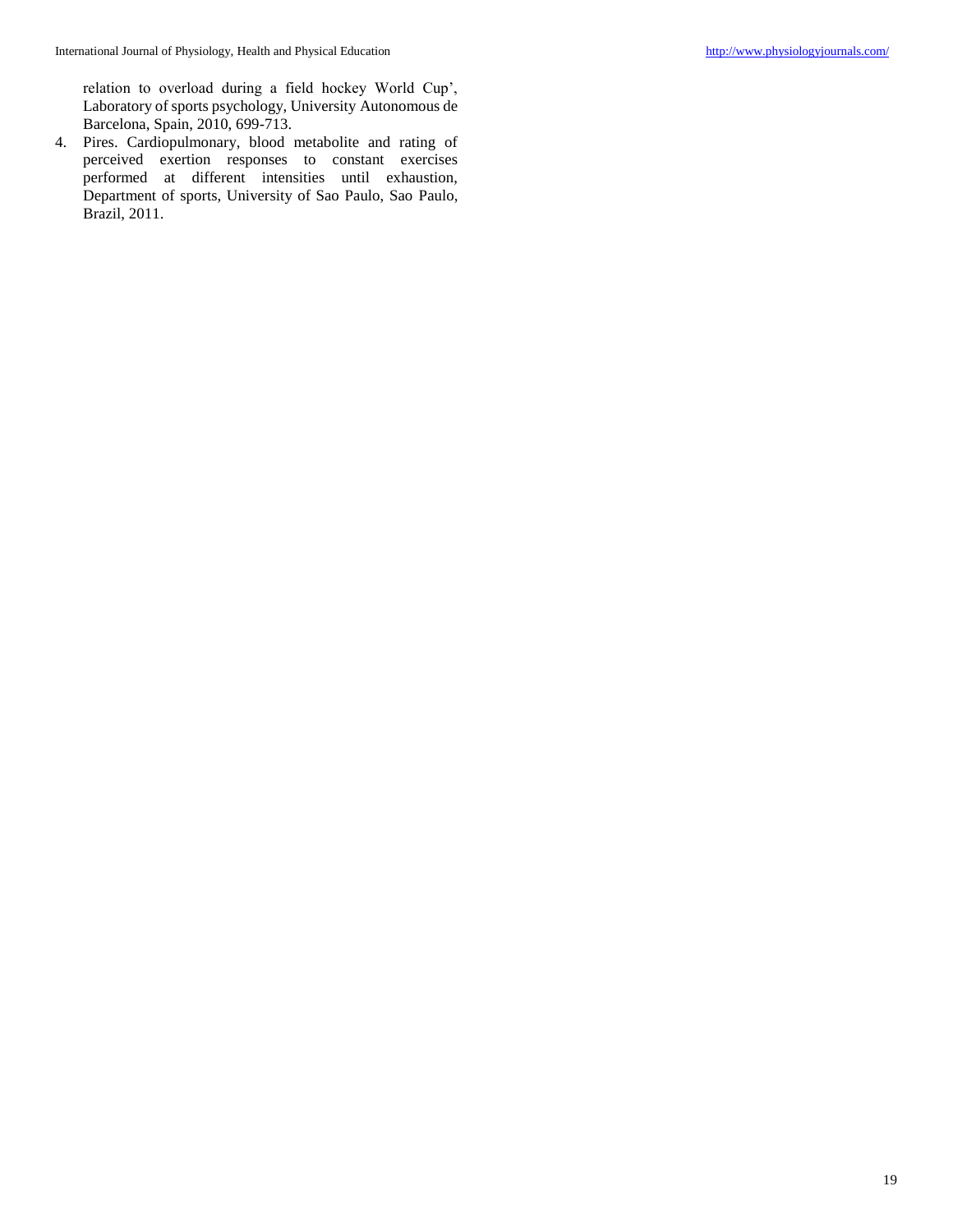relation to overload during a field hockey World Cup', Laboratory of sports psychology, University Autonomous de Barcelona, Spain, 2010, 699-713.

4. Pires. Cardiopulmonary, blood metabolite and rating of perceived exertion responses to constant exercises performed at different intensities until exhaustion, Department of sports, University of Sao Paulo, Sao Paulo, Brazil, 2011.